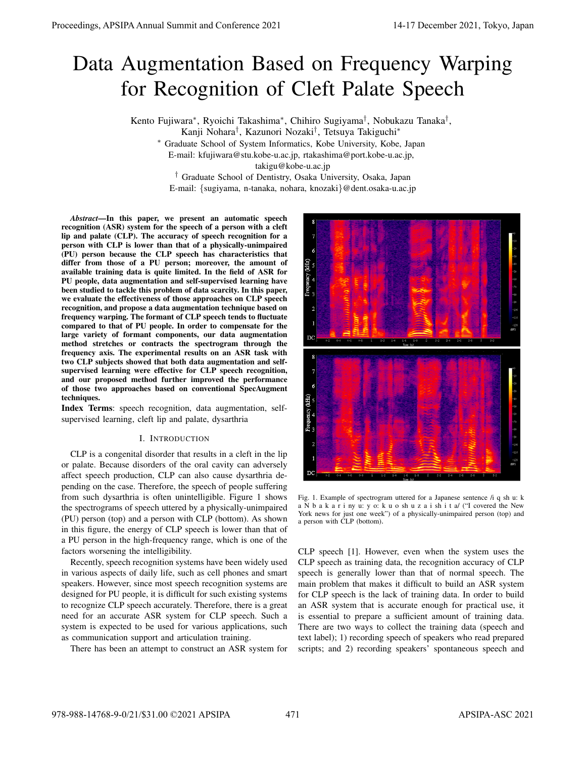# Data Augmentation Based on Frequency Warping for Recognition of Cleft Palate Speech

Kento Fujiwara*, Ryoichi Takashima*, Chihiro Sugiyama†, Nobukazu Tanaka†, Kanji Nohara†, Kazunori Nozaki†, Tetsuya Takiguchi*

* Graduate School of System Informatics, Kobe University, Kobe, Japan
E-mail: kfujiwara@stu.kobe-u.ac.jp, rtakashima@port.kobe-u.ac.jp, takigu@kobe-u.ac.jp

† Graduate School of Dentistry, Osaka University, Osaka, Japan
E-mail: {sugiyama, n-tanaka, nohara, knozaki}@dent.osaka-u.ac.jp

***Abstract*—In this paper, we present an automatic speech recognition (ASR) system for the speech of a person with a cleft lip and palate (CLP). The accuracy of speech recognition for a person with CLP is lower than that of a physically-unimpaired (PU) person because the CLP speech has characteristics that differ from those of a PU person; moreover, the amount of available training data is quite limited. In the field of ASR for PU people, data augmentation and self-supervised learning have been studied to tackle this problem of data scarcity. In this paper, we evaluate the effectiveness of those approaches on CLP speech recognition, and propose a data augmentation technique based on frequency warping. The formant of CLP speech tends to fluctuate compared to that of PU people. In order to compensate for the large variety of formant components, our data augmentation method stretches or contracts the spectrogram through the frequency axis. The experimental results on an ASR task with two CLP subjects showed that both data augmentation and self-supervised learning were effective for CLP speech recognition, and our proposed method further improved the performance of those two approaches based on conventional SpecAugment techniques.**

**Index Terms**: speech recognition, data augmentation, self-supervised learning, cleft lip and palate, dysarthria

## I. Introduction

CLP is a congenital disorder that results in a cleft in the lip or palate. Because disorders of the oral cavity can adversely affect speech production, CLP can also cause dysarthria depending on the case. Therefore, the speech of people suffering from such dysarthria is often unintelligible. Figure 1 shows the spectrograms of speech uttered by a physically-unimpaired (PU) person (top) and a person with CLP (bottom). As shown in this figure, the energy of CLP speech is lower than that of a PU person in the high-frequency range, which is one of the factors worsening the intelligibility.

Recently, speech recognition systems have been widely used in various aspects of daily life, such as cell phones and smart speakers. However, since most speech recognition systems are designed for PU people, it is difficult for such existing systems to recognize CLP speech accurately. Therefore, there is a great need for an accurate ASR system for CLP speech. Such a system is expected to be used for various applications, such as communication support and articulation training.

There has been an attempt to construct an ASR system for CLP speech [1]. However, even when the system uses the CLP speech as training data, the recognition accuracy of CLP speech is generally lower than that of normal speech. The main problem that makes it difficult to build an ASR system for CLP speech is the lack of training data. In order to build an ASR system that is accurate enough for practical use, it is essential to prepare a sufficient amount of training data. There are two ways to collect the training data (speech and text label); 1) recording speech of speakers who read prepared scripts; and 2) recording speakers' spontaneous speech and

Fig. 1. Example of spectrogram uttered for a Japanese sentence /i q sh u: k a N b a k a r i ny u: y o: k u o sh u z a i sh i t a/ ("I covered the New York news for just one week") of a physically-unimpaired person (top) and a person with CLP (bottom).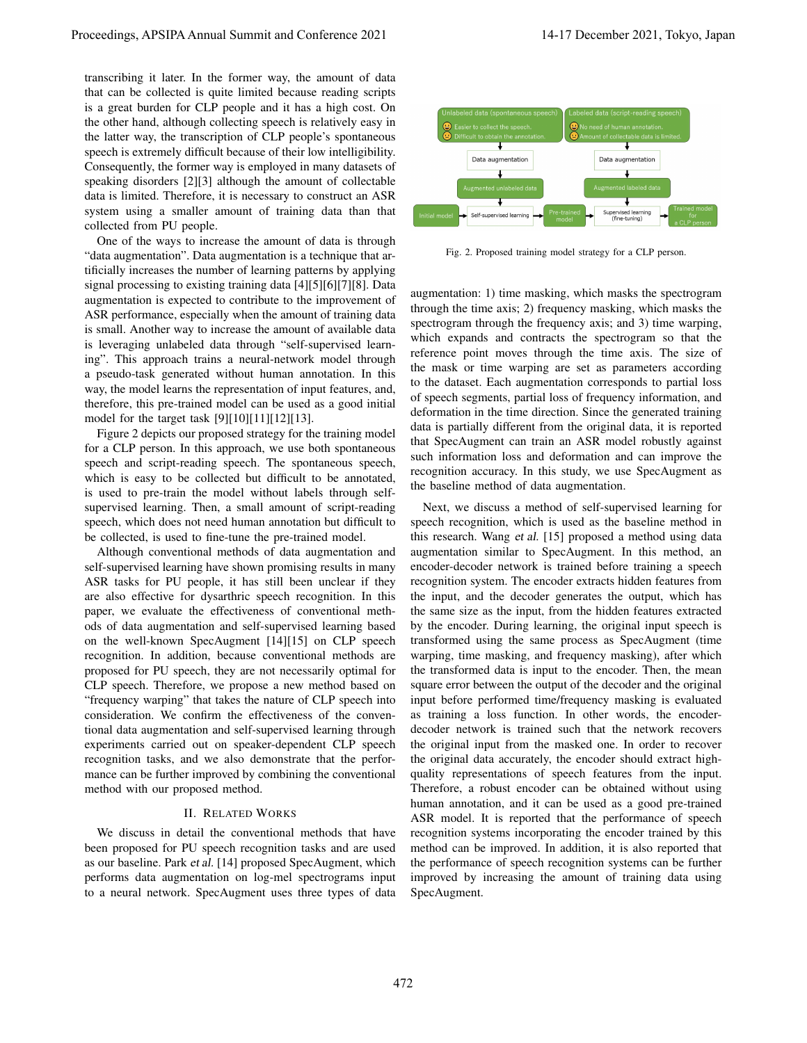transcribing it later. In the former way, the amount of data that can be collected is quite limited because reading scripts is a great burden for CLP people and it has a high cost. On the other hand, although collecting speech is relatively easy in the latter way, the transcription of CLP people's spontaneous speech is extremely difficult because of their low intelligibility. Consequently, the former way is employed in many datasets of speaking disorders [2][3] although the amount of collectable data is limited. Therefore, it is necessary to construct an ASR system using a smaller amount of training data than that collected from PU people.

One of the ways to increase the amount of data is through "data augmentation". Data augmentation is a technique that artificially increases the number of learning patterns by applying signal processing to existing training data [4][5][6][7][8]. Data augmentation is expected to contribute to the improvement of ASR performance, especially when the amount of training data is small. Another way to increase the amount of available data is leveraging unlabeled data through "self-supervised learning". This approach trains a neural-network model through a pseudo-task generated without human annotation. In this way, the model learns the representation of input features, and, therefore, this pre-trained model can be used as a good initial model for the target task [9][10][11][12][13].

Figure 2 depicts our proposed strategy for the training model for a CLP person. In this approach, we use both spontaneous speech and script-reading speech. The spontaneous speech, which is easy to be collected but difficult to be annotated, is used to pre-train the model without labels through self-supervised learning. Then, a small amount of script-reading speech, which does not need human annotation but difficult to be collected, is used to fine-tune the pre-trained model.

Although conventional methods of data augmentation and self-supervised learning have shown promising results in many ASR tasks for PU people, it has still been unclear if they are also effective for dysarthric speech recognition. In this paper, we evaluate the effectiveness of conventional methods of data augmentation and self-supervised learning based on the well-known SpecAugment [14][15] on CLP speech recognition. In addition, because conventional methods are proposed for PU speech, they are not necessarily optimal for CLP speech. Therefore, we propose a new method based on "frequency warping" that takes the nature of CLP speech into consideration. We confirm the effectiveness of the conventional data augmentation and self-supervised learning through experiments carried out on speaker-dependent CLP speech recognition tasks, and we also demonstrate that the performance can be further improved by combining the conventional method with our proposed method.

## II. Related Works

We discuss in detail the conventional methods that have been proposed for PU speech recognition tasks and are used as our baseline. Park *et al.* [14] proposed SpecAugment, which performs data augmentation on log-mel spectrograms input to a neural network. SpecAugment uses three types of data augmentation: 1) time masking, which masks the spectrogram through the time axis; 2) frequency masking, which masks the spectrogram through the frequency axis; and 3) time warping, which expands and contracts the spectrogram so that the reference point moves through the time axis. The size of the mask or time warping are set as parameters according to the dataset. Each augmentation corresponds to partial loss of speech segments, partial loss of frequency information, and deformation in the time direction. Since the generated training data is partially different from the original data, it is reported that SpecAugment can train an ASR model robustly against such information loss and deformation and can improve the recognition accuracy. In this study, we use SpecAugment as the baseline method of data augmentation.

Unlabeled data (spontaneous speech)
Easier to collect the speech.
Difficult to obtain the annotation.
Labeled data (script-reading speech)
No need of human annotation.
Amount of collectable data is limited.
Data augmentation
Data augmentation
Augmented unlabeled data
Augmented labeled data
Initial model
Self-supervised learning
Pre-trained model
Supervised learning (fine-tuning)
Trained model for a CLP person

Fig. 2. Proposed training model strategy for a CLP person.

Next, we discuss a method of self-supervised learning for speech recognition, which is used as the baseline method in this research. Wang *et al.* [15] proposed a method using data augmentation similar to SpecAugment. In this method, an encoder-decoder network is trained before training a speech recognition system. The encoder extracts hidden features from the input, and the decoder generates the output, which has the same size as the input, from the hidden features extracted by the encoder. During learning, the original input speech is transformed using the same process as SpecAugment (time warping, time masking, and frequency masking), after which the transformed data is input to the encoder. Then, the mean square error between the output of the decoder and the original input before performed time/frequency masking is evaluated as training a loss function. In other words, the encoder-decoder network is trained such that the network recovers the original input from the masked one. In order to recover the original data accurately, the encoder should extract high-quality representations of speech features from the input. Therefore, a robust encoder can be obtained without using human annotation, and it can be used as a good pre-trained ASR model. It is reported that the performance of speech recognition systems incorporating the encoder trained by this method can be improved. In addition, it is also reported that the performance of speech recognition systems can be further improved by increasing the amount of training data using SpecAugment.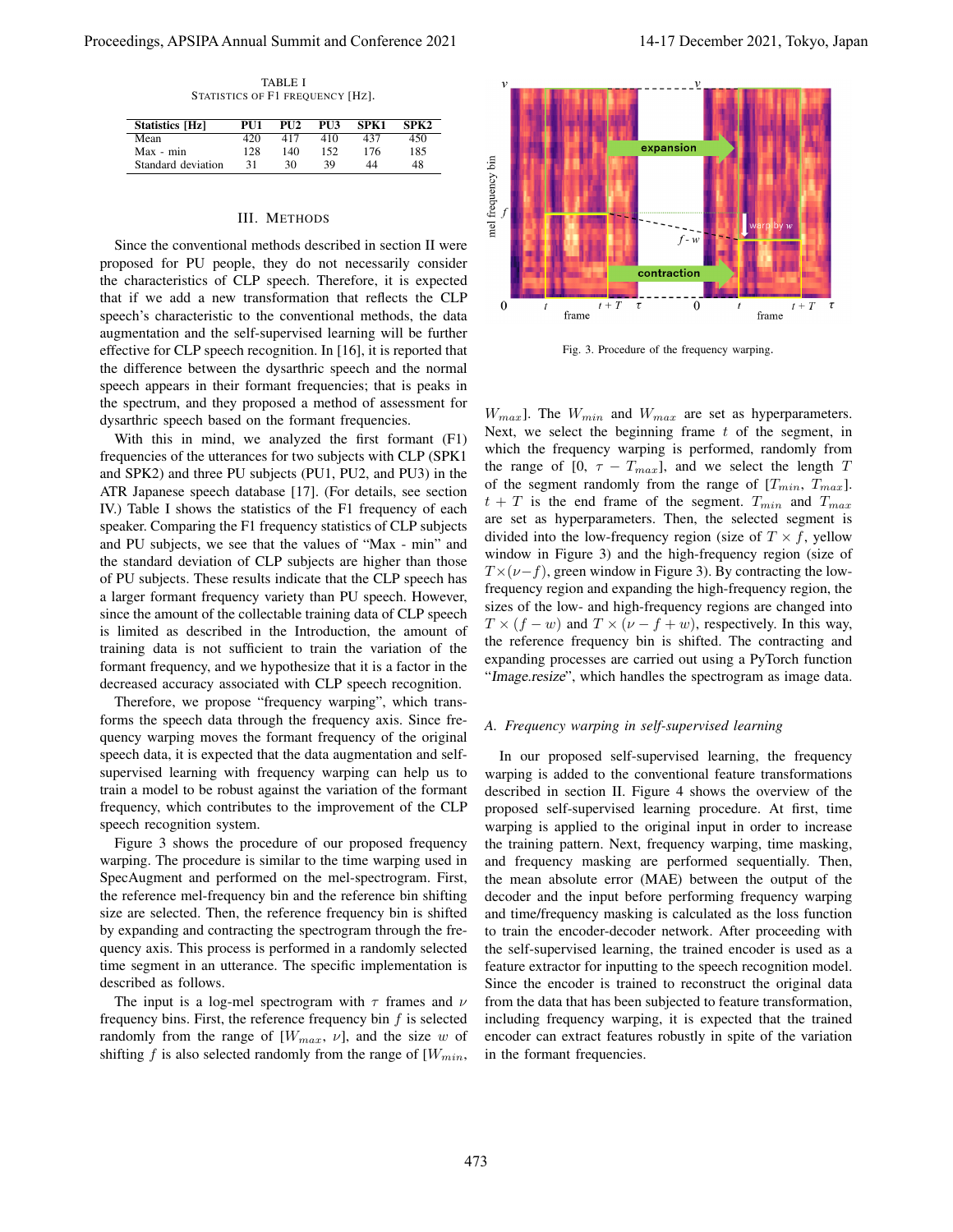TABLE I
STATISTICS OF F1 FREQUENCY [HZ].

| Statistics [Hz] | PU1 | PU2 | PU3 | SPK1 | SPK2 |
|---|---|---|---|---|---|
| Mean | 420 | 417 | 410 | 437 | 450 |
| Max - min | 128 | 140 | 152 | 176 | 185 |
| Standard deviation | 31 | 30 | 39 | 44 | 48 |

## III. METHODS

Since the conventional methods described in section II were proposed for PU people, they do not necessarily consider the characteristics of CLP speech. Therefore, it is expected that if we add a new transformation that reflects the CLP speech's characteristic to the conventional methods, the data augmentation and the self-supervised learning will be further effective for CLP speech recognition. In [16], it is reported that the difference between the dysarthric speech and the normal speech appears in their formant frequencies; that is peaks in the spectrum, and they proposed a method of assessment for dysarthric speech based on the formant frequencies.

With this in mind, we analyzed the first formant (F1) frequencies of the utterances for two subjects with CLP (SPK1 and SPK2) and three PU subjects (PU1, PU2, and PU3) in the ATR Japanese speech database [17]. (For details, see section IV.) Table I shows the statistics of the F1 frequency of each speaker. Comparing the F1 frequency statistics of CLP subjects and PU subjects, we see that the values of "Max - min" and the standard deviation of CLP subjects are higher than those of PU subjects. These results indicate that the CLP speech has a larger formant frequency variety than PU speech. However, since the amount of the collectable training data of CLP speech is limited as described in the Introduction, the amount of training data is not sufficient to train the variation of the formant frequency, and we hypothesize that it is a factor in the decreased accuracy associated with CLP speech recognition.

Therefore, we propose "frequency warping", which transforms the speech data through the frequency axis. Since frequency warping moves the formant frequency of the original speech data, it is expected that the data augmentation and self-supervised learning with frequency warping can help us to train a model to be robust against the variation of the formant frequency, which contributes to the improvement of the CLP speech recognition system.

Figure 3 shows the procedure of our proposed frequency warping. The procedure is similar to the time warping used in SpecAugment and performed on the mel-spectrogram. First, the reference mel-frequency bin and the reference bin shifting size are selected. Then, the reference frequency bin is shifted by expanding and contracting the spectrogram through the frequency axis. This process is performed in a randomly selected time segment in an utterance. The specific implementation is described as follows.

The input is a log-mel spectrogram with $\tau$ frames and $\nu$ frequency bins. First, the reference frequency bin $f$ is selected randomly from the range of $[W_{max}, \nu]$, and the size $w$ of shifting $f$ is also selected randomly from the range of $[W_{min}, W_{max}]$. The $W_{min}$ and $W_{max}$ are set as hyperparameters. Next, we select the beginning frame $t$ of the segment, in which the frequency warping is performed, randomly from the range of $[0, \tau - T_{max}]$, and we select the length $T$ of the segment randomly from the range of $[T_{min}, T_{max}]$. $t + T$ is the end frame of the segment. $T_{min}$ and $T_{max}$ are set as hyperparameters. Then, the selected segment is divided into the low-frequency region (size of $T \times f$, yellow window in Figure 3) and the high-frequency region (size of $T \times (\nu - f)$, green window in Figure 3). By contracting the low-frequency region and expanding the high-frequency region, the sizes of the low- and high-frequency regions are changed into $T \times (f - w)$ and $T \times (\nu - f + w)$, respectively. In this way, the reference frequency bin is shifted. The contracting and expanding processes are carried out using a PyTorch function "Image.resize", which handles the spectrogram as image data.

mel frequency bin
ν
f
0
t
t + T
τ
frame
ν
f - w
warp by w
expansion
contraction
0
t
t + T
τ
frame

Fig. 3. Procedure of the frequency warping.

### A. Frequency warping in self-supervised learning

In our proposed self-supervised learning, the frequency warping is added to the conventional feature transformations described in section II. Figure 4 shows the overview of the proposed self-supervised learning procedure. At first, time warping is applied to the original input in order to increase the training pattern. Next, frequency warping, time masking, and frequency masking are performed sequentially. Then, the mean absolute error (MAE) between the output of the decoder and the input before performing frequency warping and time/frequency masking is calculated as the loss function to train the encoder-decoder network. After proceeding with the self-supervised learning, the trained encoder is used as a feature extractor for inputting to the speech recognition model. Since the encoder is trained to reconstruct the original data from the data that has been subjected to feature transformation, including frequency warping, it is expected that the trained encoder can extract features robustly in spite of the variation in the formant frequencies.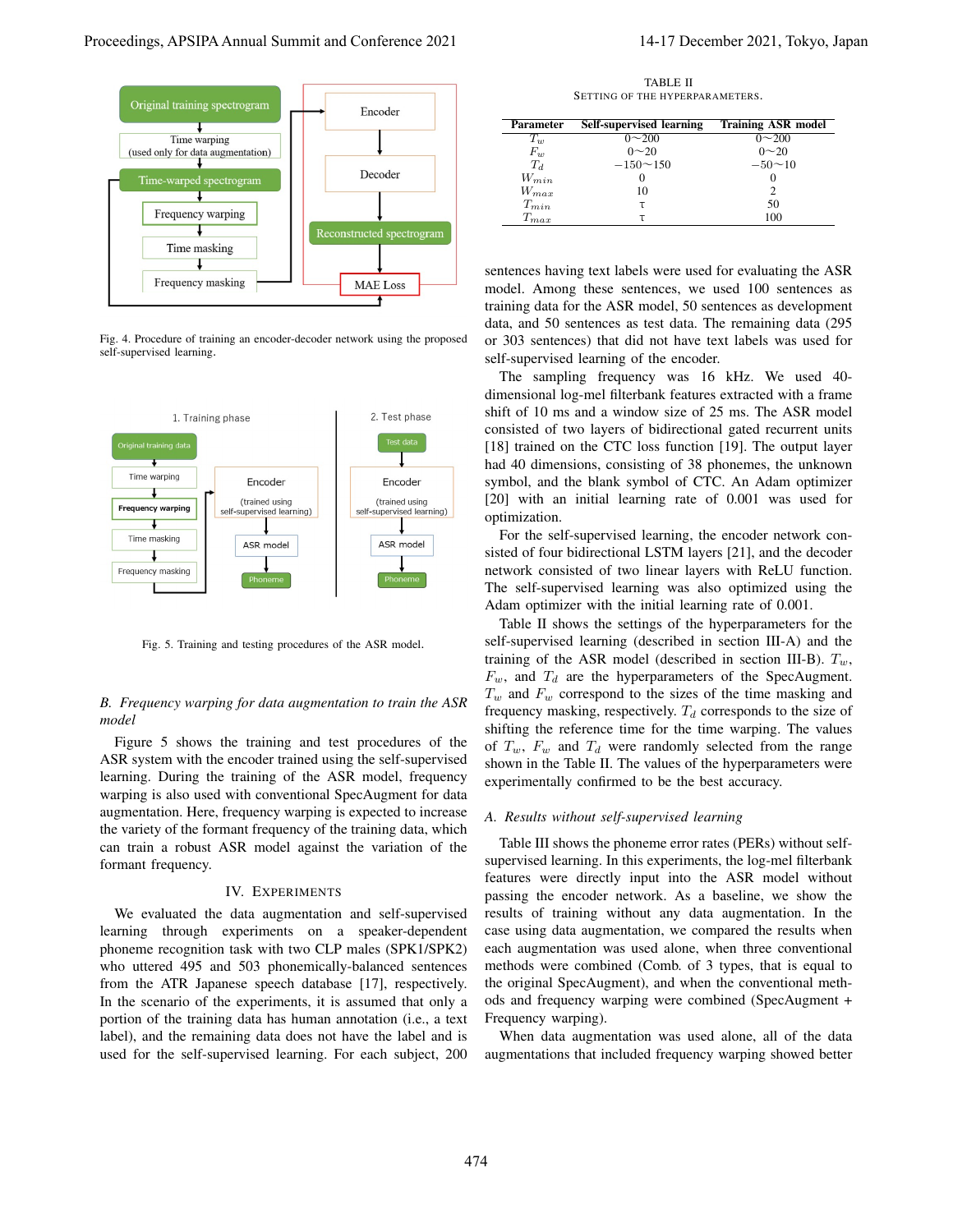Original training spectrogram
Time warping
(used only for data augmentation)
Time-warped spectrogram
Frequency warping
Time masking
Frequency masking
Encoder
Decoder
Reconstructed spectrogram
MAE Loss

Fig. 4. Procedure of training an encoder-decoder network using the proposed self-supervised learning.

1. Training phase
Original training data
Time warping
Frequency warping
Time masking
Frequency masking
Encoder
(trained using self-supervised learning)
ASR model
Phoneme
2. Test phase
Test data
Encoder
(trained using self-supervised learning)
ASR model
Phoneme

Fig. 5. Training and testing procedures of the ASR model.

### B. Frequency warping for data augmentation to train the ASR model

Figure 5 shows the training and test procedures of the ASR system with the encoder trained using the self-supervised learning. During the training of the ASR model, frequency warping is also used with conventional SpecAugment for data augmentation. Here, frequency warping is expected to increase the variety of the formant frequency of the training data, which can train a robust ASR model against the variation of the formant frequency.

## IV. Experiments

We evaluated the data augmentation and self-supervised learning through experiments on a speaker-dependent phoneme recognition task with two CLP males (SPK1/SPK2) who uttered 495 and 503 phonemically-balanced sentences from the ATR Japanese speech database [17], respectively. In the scenario of the experiments, it is assumed that only a portion of the training data has human annotation (i.e., a text label), and the remaining data does not have the label and is used for the self-supervised learning. For each subject, 200 sentences having text labels were used for evaluating the ASR model. Among these sentences, we used 100 sentences as training data for the ASR model, 50 sentences as development data, and 50 sentences as test data. The remaining data (295 or 303 sentences) that did not have text labels was used for self-supervised learning of the encoder.

The sampling frequency was 16 kHz. We used 40-dimensional log-mel filterbank features extracted with a frame shift of 10 ms and a window size of 25 ms. The ASR model consisted of two layers of bidirectional gated recurrent units [18] trained on the CTC loss function [19]. The output layer had 40 dimensions, consisting of 38 phonemes, the unknown symbol, and the blank symbol of CTC. An Adam optimizer [20] with an initial learning rate of 0.001 was used for optimization.

For the self-supervised learning, the encoder network consisted of four bidirectional LSTM layers [21], and the decoder network consisted of two linear layers with ReLU function. The self-supervised learning was also optimized using the Adam optimizer with the initial learning rate of 0.001.

TABLE II
Setting of the hyperparameters.

| Parameter | Self-supervised learning | Training ASR model |
| --- | --- | --- |
| $T_w$ | 0∼200 | 0∼200 |
| $F_w$ | 0∼20 | 0∼20 |
| $T_d$ | −150∼150 | −50∼10 |
| $W_{min}$ | 0 | 0 |
| $W_{max}$ | 10 | 2 |
| $T_{min}$ | τ | 50 |
| $T_{max}$ | τ | 100 |

Table II shows the settings of the hyperparameters for the self-supervised learning (described in section III-A) and the training of the ASR model (described in section III-B). $T_w$, $F_w$, and $T_d$ are the hyperparameters of the SpecAugment. $T_w$ and $F_w$ correspond to the sizes of the time masking and frequency masking, respectively. $T_d$ corresponds to the size of shifting the reference time for the time warping. The values of $T_w$, $F_w$ and $T_d$ were randomly selected from the range shown in the Table II. The values of the hyperparameters were experimentally confirmed to be the best accuracy.

### A. Results without self-supervised learning

Table III shows the phoneme error rates (PERs) without self-supervised learning. In this experiments, the log-mel filterbank features were directly input into the ASR model without passing the encoder network. As a baseline, we show the results of training without any data augmentation. In the case using data augmentation, we compared the results when each augmentation was used alone, when three conventional methods were combined (Comb. of 3 types, that is equal to the original SpecAugment), and when the conventional methods and frequency warping were combined (SpecAugment + Frequency warping).

When data augmentation was used alone, all of the data augmentations that included frequency warping showed better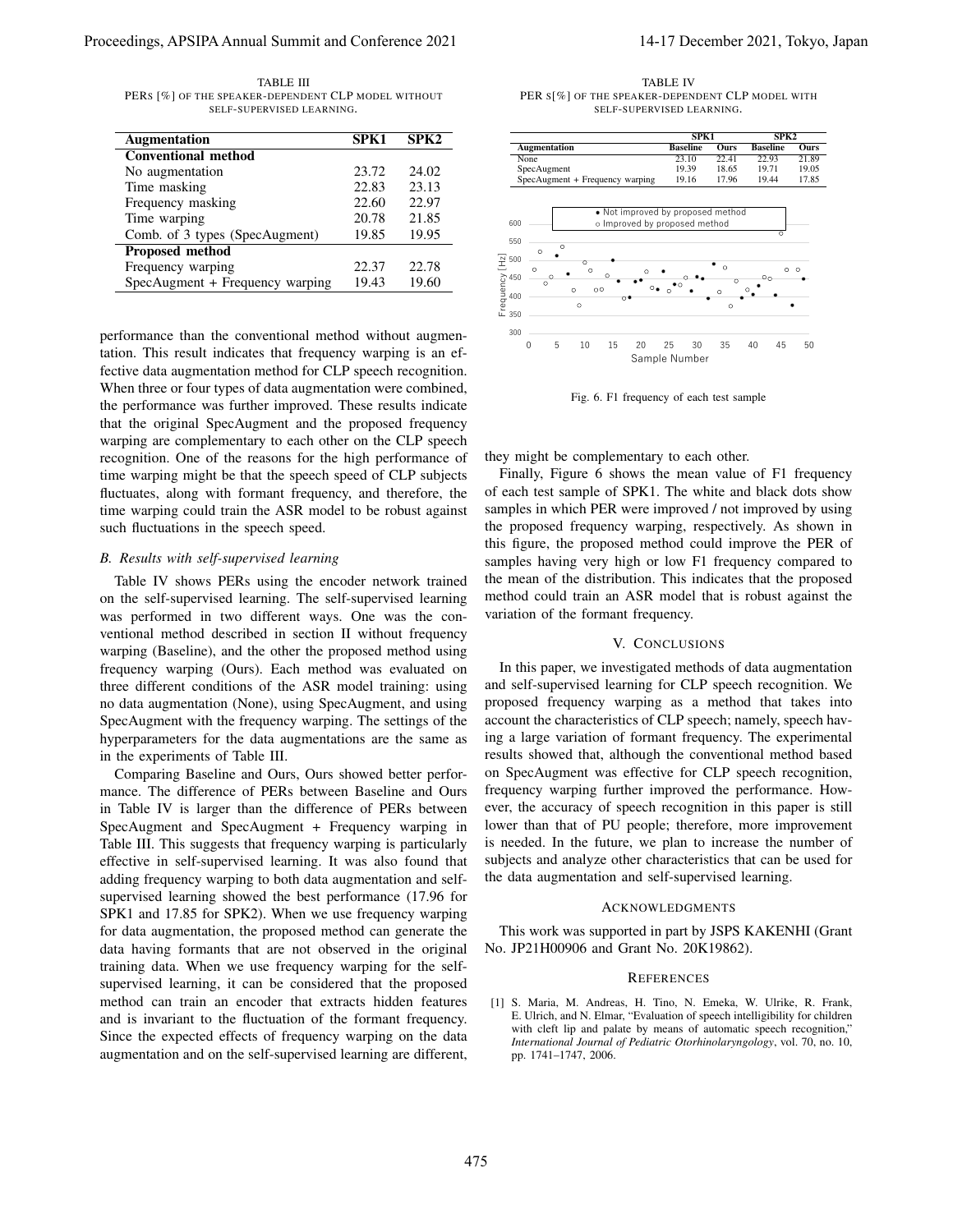TABLE III
PERS [%] OF THE SPEAKER-DEPENDENT CLP MODEL WITHOUT SELF-SUPERVISED LEARNING.

| Augmentation | SPK1 | SPK2 |
|---|---|---|
| **Conventional method** | | |
| No augmentation | 23.72 | 24.02 |
| Time masking | 22.83 | 23.13 |
| Frequency masking | 22.60 | 22.97 |
| Time warping | 20.78 | 21.85 |
| Comb. of 3 types (SpecAugment) | 19.85 | 19.95 |
| **Proposed method** | | |
| Frequency warping | 22.37 | 22.78 |
| SpecAugment + Frequency warping | 19.43 | 19.60 |

performance than the conventional method without augmentation. This result indicates that frequency warping is an effective data augmentation method for CLP speech recognition. When three or four types of data augmentation were combined, the performance was further improved. These results indicate that the original SpecAugment and the proposed frequency warping are complementary to each other on the CLP speech recognition. One of the reasons for the high performance of time warping might be that the speech speed of CLP subjects fluctuates, along with formant frequency, and therefore, the time warping could train the ASR model to be robust against such fluctuations in the speech speed.

### B. Results with self-supervised learning

Table IV shows PERs using the encoder network trained on the self-supervised learning. The self-supervised learning was performed in two different ways. One was the conventional method described in section II without frequency warping (Baseline), and the other the proposed method using frequency warping (Ours). Each method was evaluated on three different conditions of the ASR model training: using no data augmentation (None), using SpecAugment, and using SpecAugment with the frequency warping. The settings of the hyperparameters for the data augmentations are the same as in the experiments of Table III.

Comparing Baseline and Ours, Ours showed better performance. The difference of PERs between Baseline and Ours in Table IV is larger than the difference of PERs between SpecAugment and SpecAugment + Frequency warping in Table III. This suggests that frequency warping is particularly effective in self-supervised learning. It was also found that adding frequency warping to both data augmentation and self-supervised learning showed the best performance (17.96 for SPK1 and 17.85 for SPK2). When we use frequency warping for data augmentation, the proposed method can generate the data having formants that are not observed in the original training data. When we use frequency warping for the self-supervised learning, it can be considered that the proposed method can train an encoder that extracts hidden features and is invariant to the fluctuation of the formant frequency. Since the expected effects of frequency warping on the data augmentation and on the self-supervised learning are different, they might be complementary to each other.

TABLE IV
PER S[%] OF THE SPEAKER-DEPENDENT CLP MODEL WITH SELF-SUPERVISED LEARNING.

| | SPK1 | | SPK2 | |
|---|---|---|---|---|
| Augmentation | Baseline | Ours | Baseline | Ours |
| None | 23.10 | 22.41 | 22.93 | 21.89 |
| SpecAugment | 19.39 | 18.65 | 19.71 | 19.05 |
| SpecAugment + Frequency warping | 19.16 | 17.96 | 19.44 | 17.85 |

● Not improved by proposed method
○ Improved by proposed method
Frequency [Hz]
600
550
500
450
400
350
300
0 5 10 15 20 25 30 35 40 45 50
Sample Number

Fig. 6. F1 frequency of each test sample

Finally, Figure 6 shows the mean value of F1 frequency of each test sample of SPK1. The white and black dots show samples in which PER were improved / not improved by using the proposed frequency warping, respectively. As shown in this figure, the proposed method could improve the PER of samples having very high or low F1 frequency compared to the mean of the distribution. This indicates that the proposed method could train an ASR model that is robust against the variation of the formant frequency.

## V. CONCLUSIONS

In this paper, we investigated methods of data augmentation and self-supervised learning for CLP speech recognition. We proposed frequency warping as a method that takes into account the characteristics of CLP speech; namely, speech having a large variation of formant frequency. The experimental results showed that, although the conventional method based on SpecAugment was effective for CLP speech recognition, frequency warping further improved the performance. However, the accuracy of speech recognition in this paper is still lower than that of PU people; therefore, more improvement is needed. In the future, we plan to increase the number of subjects and analyze other characteristics that can be used for the data augmentation and self-supervised learning.

## ACKNOWLEDGMENTS

This work was supported in part by JSPS KAKENHI (Grant No. JP21H00906 and Grant No. 20K19862).

## REFERENCES

[1] S. Maria, M. Andreas, H. Tino, N. Emeka, W. Ulrike, R. Frank, E. Ulrich, and N. Elmar, "Evaluation of speech intelligibility for children with cleft lip and palate by means of automatic speech recognition," *International Journal of Pediatric Otorhinolaryngology*, vol. 70, no. 10, pp. 1741–1747, 2006.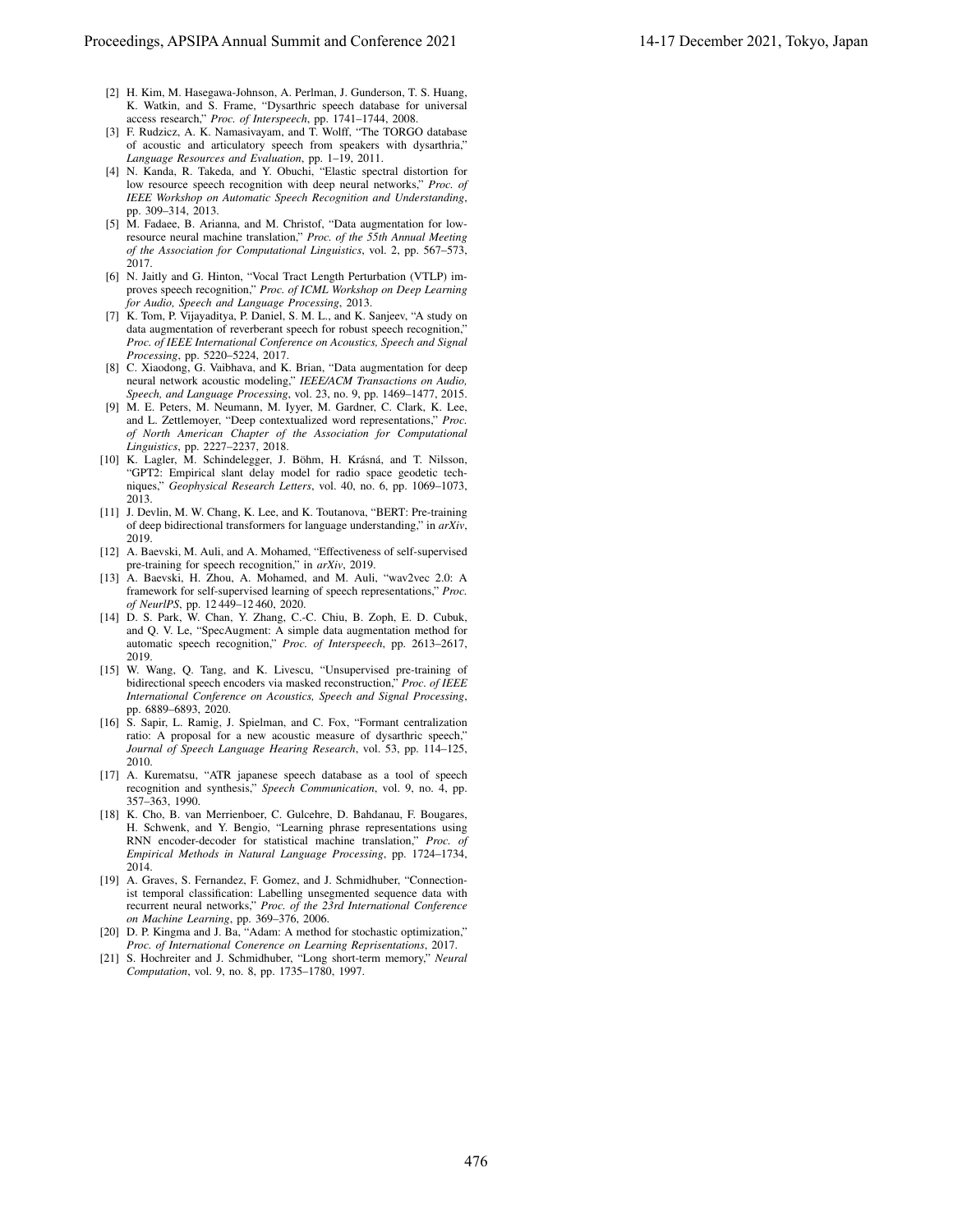[2] H. Kim, M. Hasegawa-Johnson, A. Perlman, J. Gunderson, T. S. Huang, K. Watkin, and S. Frame, "Dysarthric speech database for universal access research," *Proc. of Interspeech*, pp. 1741–1744, 2008.

[3] F. Rudzicz, A. K. Namasivayam, and T. Wolff, "The TORGO database of acoustic and articulatory speech from speakers with dysarthria," *Language Resources and Evaluation*, pp. 1–19, 2011.

[4] N. Kanda, R. Takeda, and Y. Obuchi, "Elastic spectral distortion for low resource speech recognition with deep neural networks," *Proc. of IEEE Workshop on Automatic Speech Recognition and Understanding*, pp. 309–314, 2013.

[5] M. Fadaee, B. Arianna, and M. Christof, "Data augmentation for low-resource neural machine translation," *Proc. of the 55th Annual Meeting of the Association for Computational Linguistics*, vol. 2, pp. 567–573, 2017.

[6] N. Jaitly and G. Hinton, "Vocal Tract Length Perturbation (VTLP) improves speech recognition," *Proc. of ICML Workshop on Deep Learning for Audio, Speech and Language Processing*, 2013.

[7] K. Tom, P. Vijayaditya, P. Daniel, S. M. L., and K. Sanjeev, "A study on data augmentation of reverberant speech for robust speech recognition," *Proc. of IEEE International Conference on Acoustics, Speech and Signal Processing*, pp. 5220–5224, 2017.

[8] C. Xiaodong, G. Vaibhava, and K. Brian, "Data augmentation for deep neural network acoustic modeling," *IEEE/ACM Transactions on Audio, Speech, and Language Processing*, vol. 23, no. 9, pp. 1469–1477, 2015.

[9] M. E. Peters, M. Neumann, M. Iyyer, M. Gardner, C. Clark, K. Lee, and L. Zettlemoyer, "Deep contextualized word representations," *Proc. of North American Chapter of the Association for Computational Linguistics*, pp. 2227–2237, 2018.

[10] K. Lagler, M. Schindelegger, J. Böhm, H. Krásná, and T. Nilsson, "GPT2: Empirical slant delay model for radio space geodetic techniques," *Geophysical Research Letters*, vol. 40, no. 6, pp. 1069–1073, 2013.

[11] J. Devlin, M. W. Chang, K. Lee, and K. Toutanova, "BERT: Pre-training of deep bidirectional transformers for language understanding," in *arXiv*, 2019.

[12] A. Baevski, M. Auli, and A. Mohamed, "Effectiveness of self-supervised pre-training for speech recognition," in *arXiv*, 2019.

[13] A. Baevski, H. Zhou, A. Mohamed, and M. Auli, "wav2vec 2.0: A framework for self-supervised learning of speech representations," *Proc. of NeurIPS*, pp. 12 449–12 460, 2020.

[14] D. S. Park, W. Chan, Y. Zhang, C.-C. Chiu, B. Zoph, E. D. Cubuk, and Q. V. Le, "SpecAugment: A simple data augmentation method for automatic speech recognition," *Proc. of Interspeech*, pp. 2613–2617, 2019.

[15] W. Wang, Q. Tang, and K. Livescu, "Unsupervised pre-training of bidirectional speech encoders via masked reconstruction," *Proc. of IEEE International Conference on Acoustics, Speech and Signal Processing*, pp. 6889–6893, 2020.

[16] S. Sapir, L. Ramig, J. Spielman, and C. Fox, "Formant centralization ratio: A proposal for a new acoustic measure of dysarthric speech," *Journal of Speech Language Hearing Research*, vol. 53, pp. 114–125, 2010.

[17] A. Kurematsu, "ATR japanese speech database as a tool of speech recognition and synthesis," *Speech Communication*, vol. 9, no. 4, pp. 357–363, 1990.

[18] K. Cho, B. van Merrienboer, C. Gulcehre, D. Bahdanau, F. Bougares, H. Schwenk, and Y. Bengio, "Learning phrase representations using RNN encoder-decoder for statistical machine translation," *Proc. of Empirical Methods in Natural Language Processing*, pp. 1724–1734, 2014.

[19] A. Graves, S. Fernandez, F. Gomez, and J. Schmidhuber, "Connectionist temporal classification: Labelling unsegmented sequence data with recurrent neural networks," *Proc. of the 23rd International Conference on Machine Learning*, pp. 369–376, 2006.

[20] D. P. Kingma and J. Ba, "Adam: A method for stochastic optimization," *Proc. of International Conerence on Learning Reprisentations*, 2017.

[21] S. Hochreiter and J. Schmidhuber, "Long short-term memory," *Neural Computation*, vol. 9, no. 8, pp. 1735–1780, 1997.